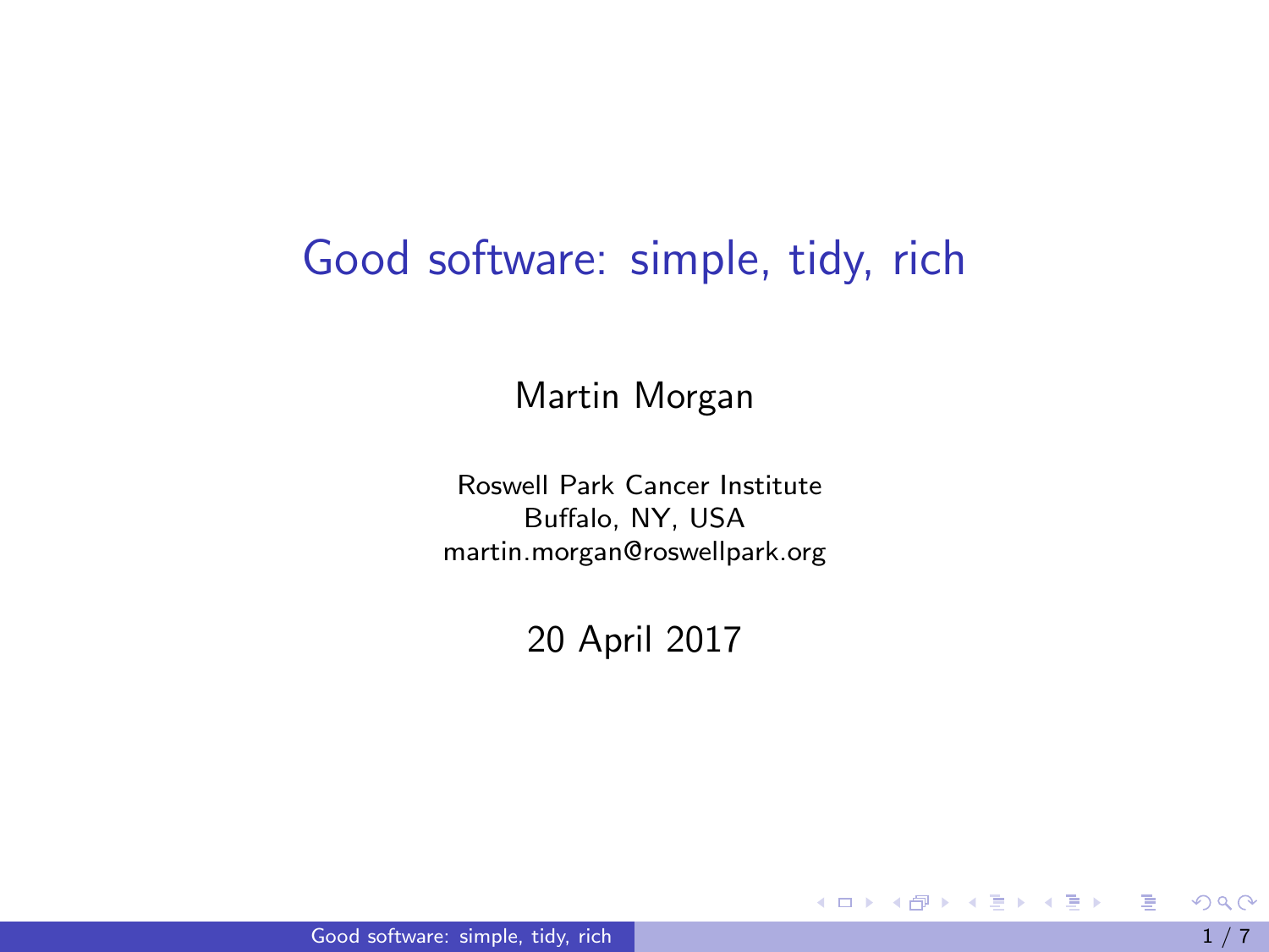# Good software: simple, tidy, rich

Martin Morgan

Roswell Park Cancer Institute
Buffalo, NY, USA
martin.morgan@roswellpark.org

20 April 2017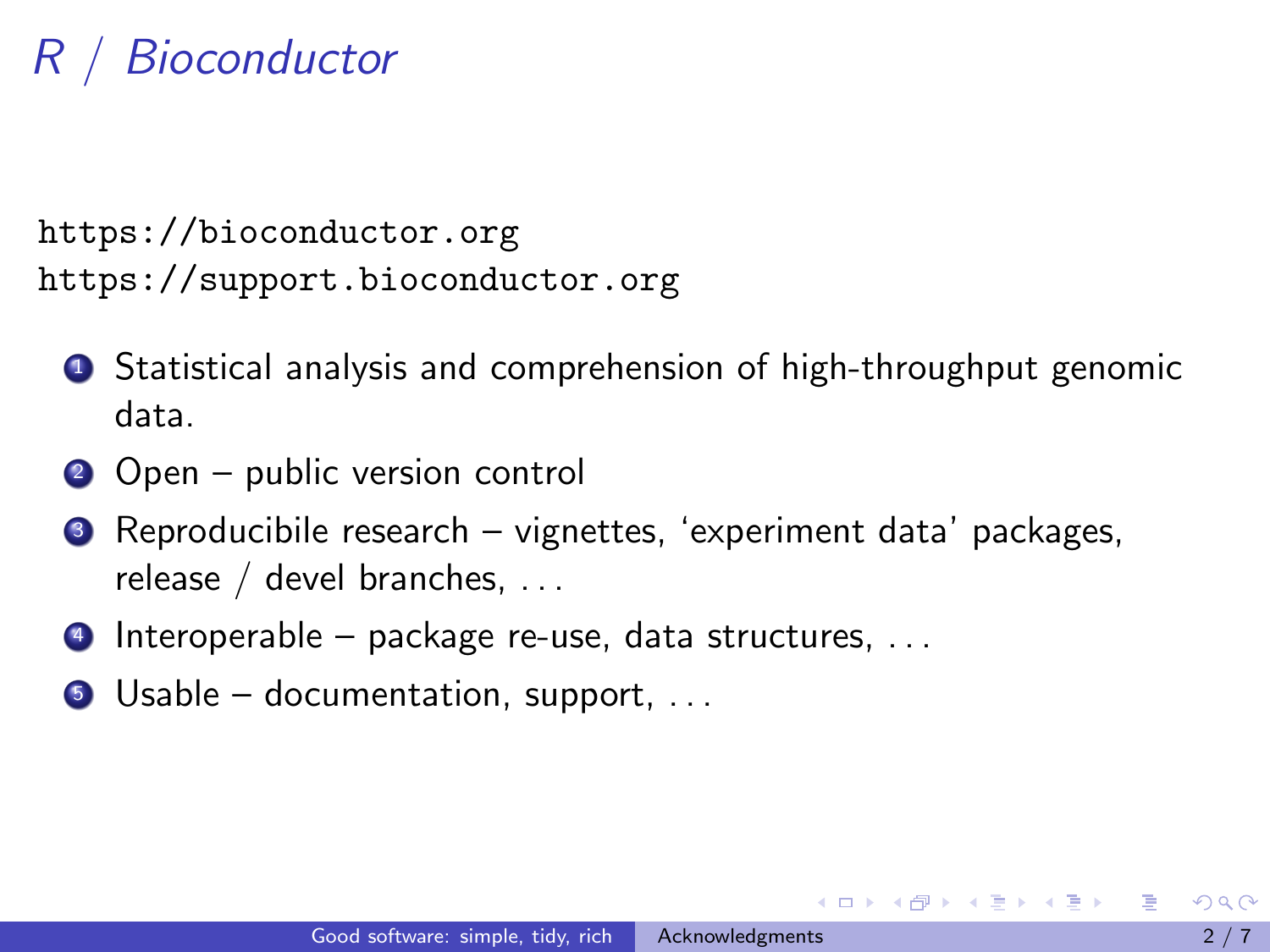# *R / Bioconductor*

https://bioconductor.org
https://support.bioconductor.org

1. Statistical analysis and comprehension of high-throughput genomic data.
2. Open – public version control
3. Reproducibile research – vignettes, 'experiment data' packages, release / devel branches, ...
4. Interoperable – package re-use, data structures, ...
5. Usable – documentation, support, ...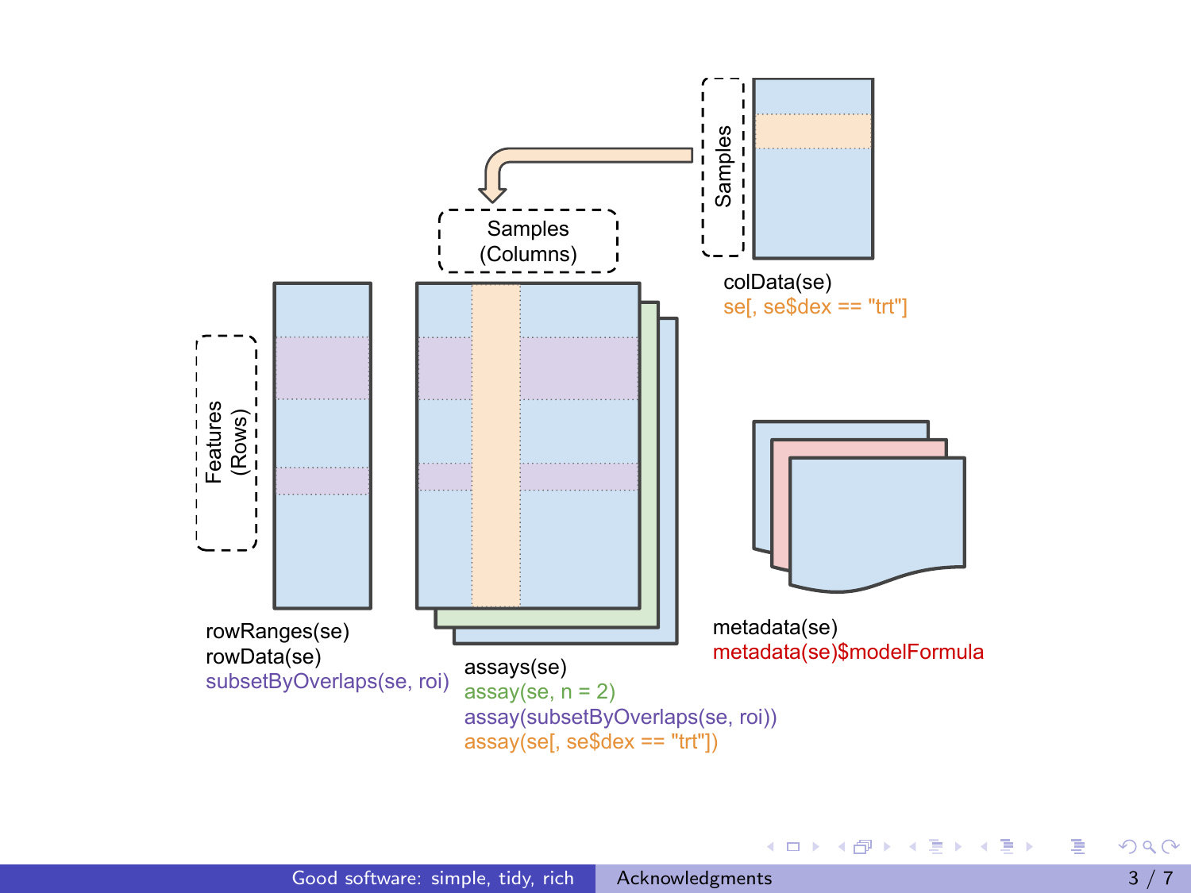Samples (Columns)

Samples

Features (Rows)

rowRanges(se)
rowData(se)
subsetByOverlaps(se, roi)

assays(se)
assay(se, n = 2)
assay(subsetByOverlaps(se, roi))
assay(se[, se$dex == "trt"])

colData(se)
se[, se$dex == "trt"]

metadata(se)
metadata(se)$modelFormula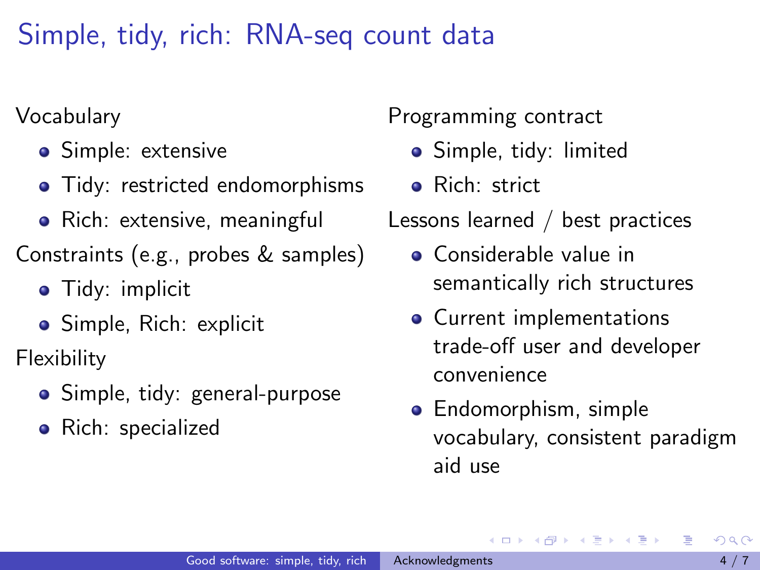# Simple, tidy, rich: RNA-seq count data

Vocabulary

- Simple: extensive
- Tidy: restricted endomorphisms
- Rich: extensive, meaningful

Constraints (e.g., probes & samples)

- Tidy: implicit
- Simple, Rich: explicit

Flexibility

- Simple, tidy: general-purpose
- Rich: specialized

Programming contract

- Simple, tidy: limited
- Rich: strict

Lessons learned / best practices

- Considerable value in semantically rich structures
- Current implementations trade-off user and developer convenience
- Endomorphism, simple vocabulary, consistent paradigm aid use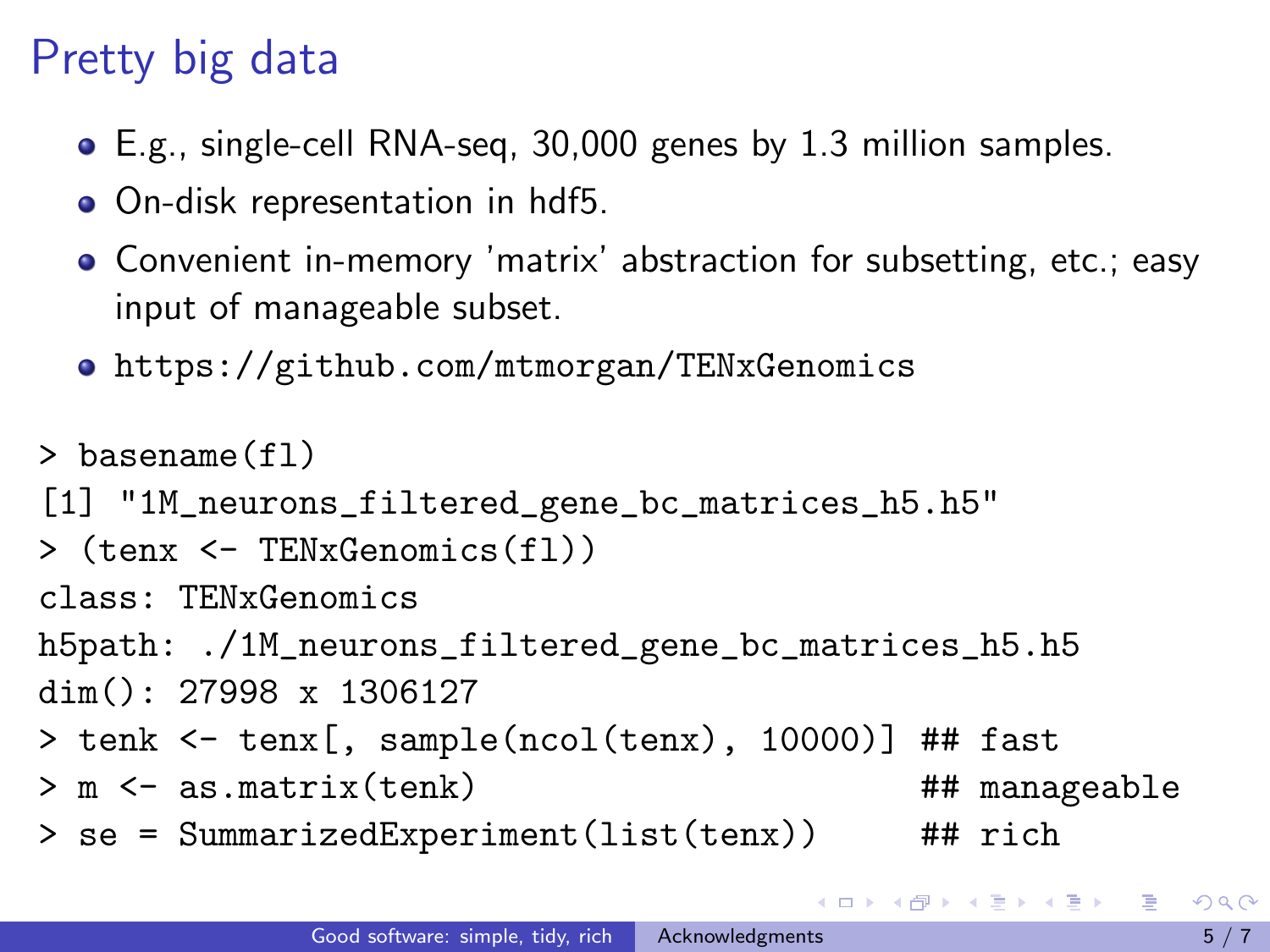# Pretty big data

- E.g., single-cell RNA-seq, 30,000 genes by 1.3 million samples.
- On-disk representation in hdf5.
- Convenient in-memory 'matrix' abstraction for subsetting, etc.; easy input of manageable subset.
- https://github.com/mtmorgan/TENxGenomics

```
> basename(fl)
[1] "1M_neurons_filtered_gene_bc_matrices_h5.h5"
> (tenx <- TENxGenomics(fl))
class: TENxGenomics
h5path: ./1M_neurons_filtered_gene_bc_matrices_h5.h5
dim(): 27998 x 1306127
> tenk <- tenx[, sample(ncol(tenx), 10000)] ## fast
> m <- as.matrix(tenk)                      ## manageable
> se = SummarizedExperiment(list(tenx))     ## rich
```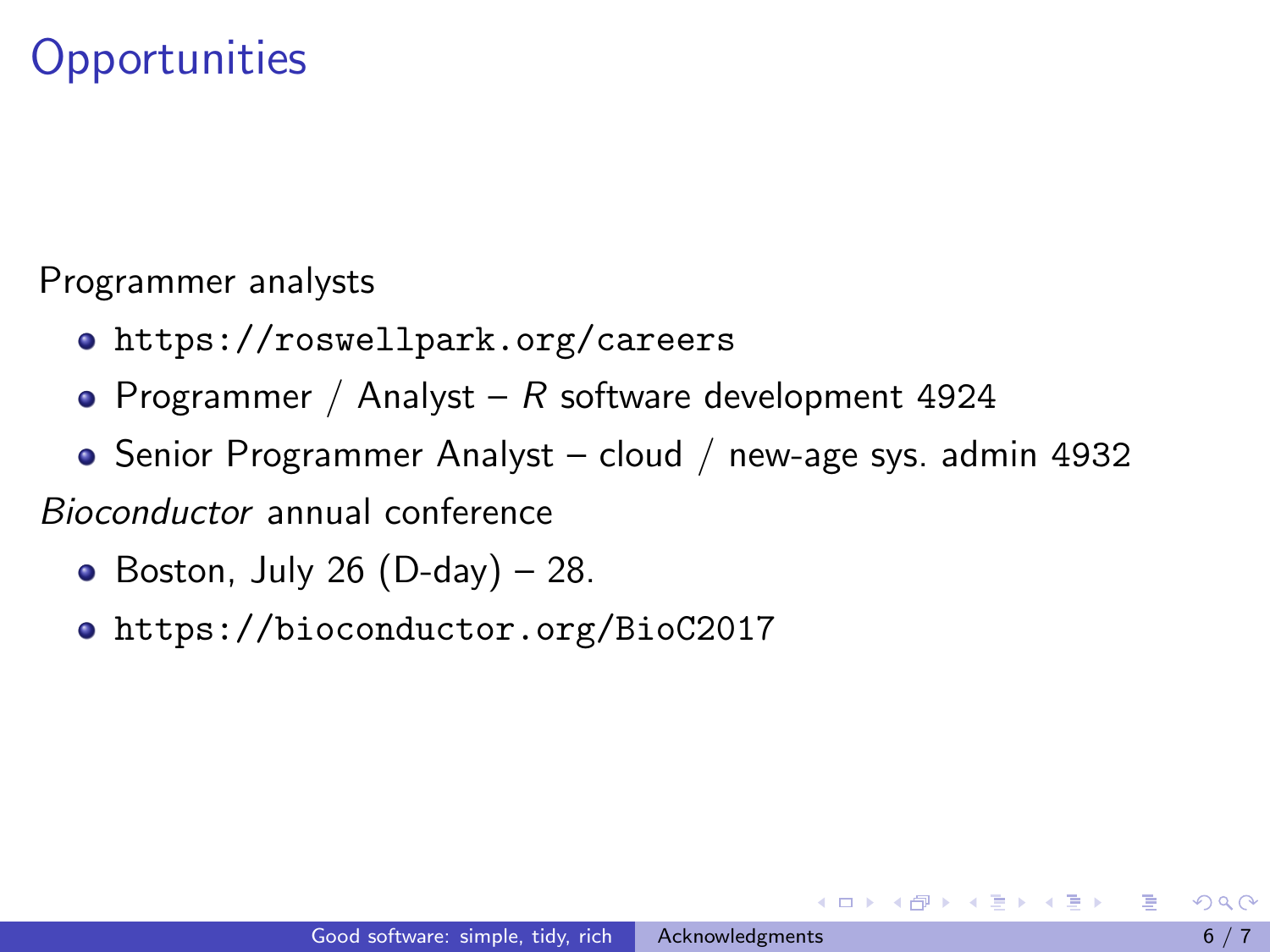# Opportunities

Programmer analysts

- `https://roswellpark.org/careers`
- Programmer / Analyst – *R* software development 4924
- Senior Programmer Analyst – cloud / new-age sys. admin 4932

*Bioconductor* annual conference

- Boston, July 26 (D-day) – 28.
- `https://bioconductor.org/BioC2017`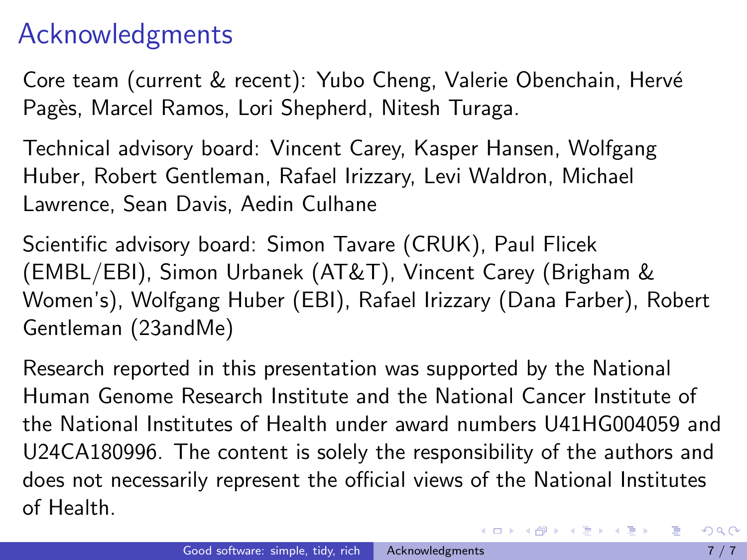# Acknowledgments

Core team (current & recent): Yubo Cheng, Valerie Obenchain, Hervé Pagès, Marcel Ramos, Lori Shepherd, Nitesh Turaga.

Technical advisory board: Vincent Carey, Kasper Hansen, Wolfgang Huber, Robert Gentleman, Rafael Irizzary, Levi Waldron, Michael Lawrence, Sean Davis, Aedin Culhane

Scientific advisory board: Simon Tavare (CRUK), Paul Flicek (EMBL/EBI), Simon Urbanek (AT&T), Vincent Carey (Brigham & Women's), Wolfgang Huber (EBI), Rafael Irizzary (Dana Farber), Robert Gentleman (23andMe)

Research reported in this presentation was supported by the National Human Genome Research Institute and the National Cancer Institute of the National Institutes of Health under award numbers U41HG004059 and U24CA180996. The content is solely the responsibility of the authors and does not necessarily represent the official views of the National Institutes of Health.